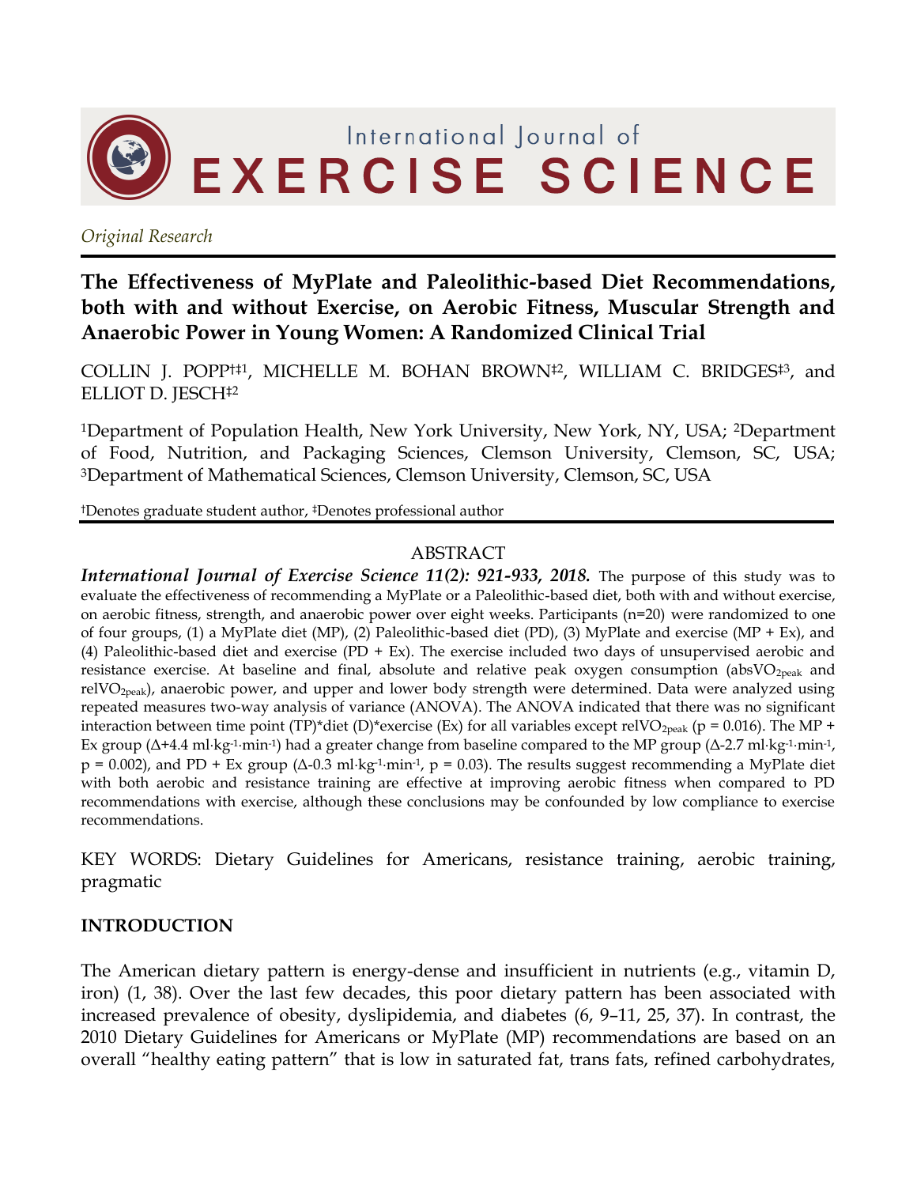*Original Research*

# The Effectiveness of MyPlate and Paleolithic-based Diet Recommendations, both with and without Exercise, on Aerobic Fitness, Muscular Strength and Anaerobic Power in Young Women: A Randomized Clinical Trial

COLLIN J. POPP[†‡1], MICHELLE M. BOHAN BROWN[‡2], WILLIAM C. BRIDGES[‡3], and ELLIOT D. JESCH[‡2]

[1]Department of Population Health, New York University, New York, NY, USA; [2]Department of Food, Nutrition, and Packaging Sciences, Clemson University, Clemson, SC, USA; [3]Department of Mathematical Sciences, Clemson University, Clemson, SC, USA

[†]Denotes graduate student author, [‡]Denotes professional author

## ABSTRACT

***International Journal of Exercise Science 11(2): 921-933, 2018.*** The purpose of this study was to evaluate the effectiveness of recommending a MyPlate or a Paleolithic-based diet, both with and without exercise, on aerobic fitness, strength, and anaerobic power over eight weeks. Participants (n=20) were randomized to one of four groups, (1) a MyPlate diet (MP), (2) Paleolithic-based diet (PD), (3) MyPlate and exercise (MP + Ex), and (4) Paleolithic-based diet and exercise (PD + Ex). The exercise included two days of unsupervised aerobic and resistance exercise. At baseline and final, absolute and relative peak oxygen consumption (abs$VO_{2peak}$ and rel$VO_{2peak}$), anaerobic power, and upper and lower body strength were determined. Data were analyzed using repeated measures two-way analysis of variance (ANOVA). The ANOVA indicated that there was no significant interaction between time point (TP)*diet (D)*exercise (Ex) for all variables except rel$VO_{2peak}$ ($p = 0.016$). The MP + Ex group (Δ+4.4 $ml \cdot kg^{-1} \cdot min^{-1}$) had a greater change from baseline compared to the MP group (Δ-2.7 $ml \cdot kg^{-1} \cdot min^{-1}$, $p = 0.002$), and PD + Ex group (Δ-0.3 $ml \cdot kg^{-1} \cdot min^{-1}$, $p = 0.03$). The results suggest recommending a MyPlate diet with both aerobic and resistance training are effective at improving aerobic fitness when compared to PD recommendations with exercise, although these conclusions may be confounded by low compliance to exercise recommendations.

KEY WORDS: Dietary Guidelines for Americans, resistance training, aerobic training, pragmatic

## INTRODUCTION

The American dietary pattern is energy-dense and insufficient in nutrients (e.g., vitamin D, iron) (1, 38). Over the last few decades, this poor dietary pattern has been associated with increased prevalence of obesity, dyslipidemia, and diabetes (6, 9–11, 25, 37). In contrast, the 2010 Dietary Guidelines for Americans or MyPlate (MP) recommendations are based on an overall "healthy eating pattern" that is low in saturated fat, trans fats, refined carbohydrates,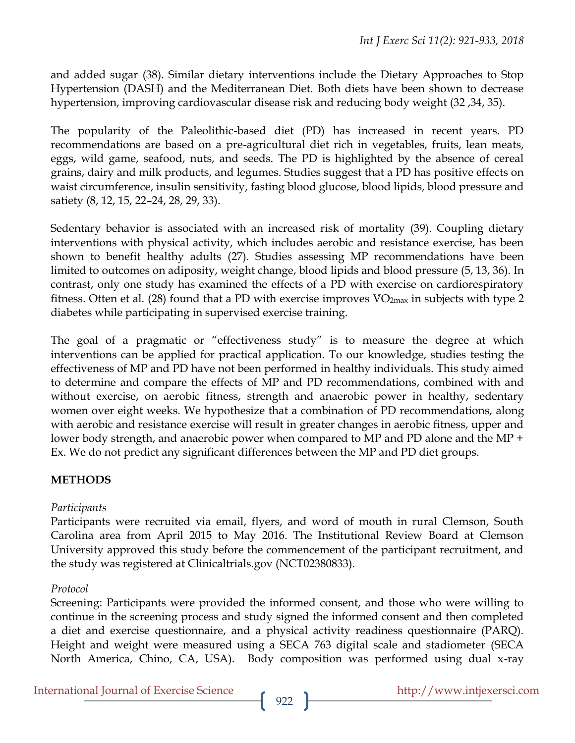and added sugar (38). Similar dietary interventions include the Dietary Approaches to Stop Hypertension (DASH) and the Mediterranean Diet. Both diets have been shown to decrease hypertension, improving cardiovascular disease risk and reducing body weight (32 ,34, 35).

The popularity of the Paleolithic-based diet (PD) has increased in recent years. PD recommendations are based on a pre-agricultural diet rich in vegetables, fruits, lean meats, eggs, wild game, seafood, nuts, and seeds. The PD is highlighted by the absence of cereal grains, dairy and milk products, and legumes. Studies suggest that a PD has positive effects on waist circumference, insulin sensitivity, fasting blood glucose, blood lipids, blood pressure and satiety (8, 12, 15, 22–24, 28, 29, 33).

Sedentary behavior is associated with an increased risk of mortality (39). Coupling dietary interventions with physical activity, which includes aerobic and resistance exercise, has been shown to benefit healthy adults (27). Studies assessing MP recommendations have been limited to outcomes on adiposity, weight change, blood lipids and blood pressure (5, 13, 36). In contrast, only one study has examined the effects of a PD with exercise on cardiorespiratory fitness. Otten et al. (28) found that a PD with exercise improves $VO_{2max}$ in subjects with type 2 diabetes while participating in supervised exercise training.

The goal of a pragmatic or "effectiveness study" is to measure the degree at which interventions can be applied for practical application. To our knowledge, studies testing the effectiveness of MP and PD have not been performed in healthy individuals. This study aimed to determine and compare the effects of MP and PD recommendations, combined with and without exercise, on aerobic fitness, strength and anaerobic power in healthy, sedentary women over eight weeks. We hypothesize that a combination of PD recommendations, along with aerobic and resistance exercise will result in greater changes in aerobic fitness, upper and lower body strength, and anaerobic power when compared to MP and PD alone and the MP + Ex. We do not predict any significant differences between the MP and PD diet groups.

## METHODS

*Participants*

Participants were recruited via email, flyers, and word of mouth in rural Clemson, South Carolina area from April 2015 to May 2016. The Institutional Review Board at Clemson University approved this study before the commencement of the participant recruitment, and the study was registered at Clinicaltrials.gov (NCT02380833).

*Protocol*

Screening: Participants were provided the informed consent, and those who were willing to continue in the screening process and study signed the informed consent and then completed a diet and exercise questionnaire, and a physical activity readiness questionnaire (PARQ). Height and weight were measured using a SECA 763 digital scale and stadiometer (SECA North America, Chino, CA, USA). Body composition was performed using dual x-ray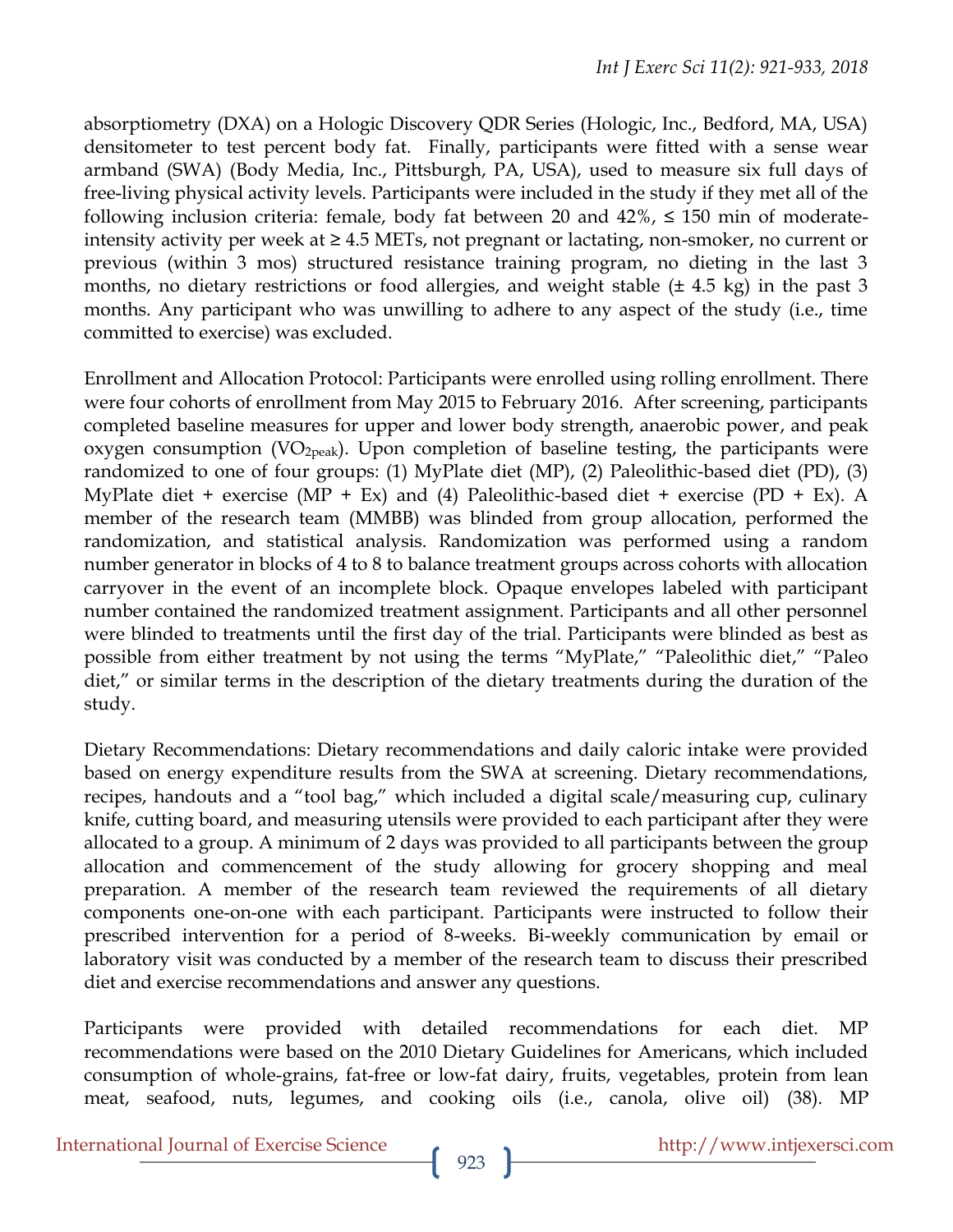absorptiometry (DXA) on a Hologic Discovery QDR Series (Hologic, Inc., Bedford, MA, USA) densitometer to test percent body fat. Finally, participants were fitted with a sense wear armband (SWA) (Body Media, Inc., Pittsburgh, PA, USA), used to measure six full days of free-living physical activity levels. Participants were included in the study if they met all of the following inclusion criteria: female, body fat between 20 and 42%, ≤ 150 min of moderate-intensity activity per week at ≥ 4.5 METs, not pregnant or lactating, non-smoker, no current or previous (within 3 mos) structured resistance training program, no dieting in the last 3 months, no dietary restrictions or food allergies, and weight stable (± 4.5 kg) in the past 3 months. Any participant who was unwilling to adhere to any aspect of the study (i.e., time committed to exercise) was excluded.

Enrollment and Allocation Protocol: Participants were enrolled using rolling enrollment. There were four cohorts of enrollment from May 2015 to February 2016. After screening, participants completed baseline measures for upper and lower body strength, anaerobic power, and peak oxygen consumption ($VO_{2peak}$). Upon completion of baseline testing, the participants were randomized to one of four groups: (1) MyPlate diet (MP), (2) Paleolithic-based diet (PD), (3) MyPlate diet + exercise (MP + Ex) and (4) Paleolithic-based diet + exercise (PD + Ex). A member of the research team (MMBB) was blinded from group allocation, performed the randomization, and statistical analysis. Randomization was performed using a random number generator in blocks of 4 to 8 to balance treatment groups across cohorts with allocation carryover in the event of an incomplete block. Opaque envelopes labeled with participant number contained the randomized treatment assignment. Participants and all other personnel were blinded to treatments until the first day of the trial. Participants were blinded as best as possible from either treatment by not using the terms "MyPlate," "Paleolithic diet," "Paleo diet," or similar terms in the description of the dietary treatments during the duration of the study.

Dietary Recommendations: Dietary recommendations and daily caloric intake were provided based on energy expenditure results from the SWA at screening. Dietary recommendations, recipes, handouts and a "tool bag," which included a digital scale/measuring cup, culinary knife, cutting board, and measuring utensils were provided to each participant after they were allocated to a group. A minimum of 2 days was provided to all participants between the group allocation and commencement of the study allowing for grocery shopping and meal preparation. A member of the research team reviewed the requirements of all dietary components one-on-one with each participant. Participants were instructed to follow their prescribed intervention for a period of 8-weeks. Bi-weekly communication by email or laboratory visit was conducted by a member of the research team to discuss their prescribed diet and exercise recommendations and answer any questions.

Participants were provided with detailed recommendations for each diet. MP recommendations were based on the 2010 Dietary Guidelines for Americans, which included consumption of whole-grains, fat-free or low-fat dairy, fruits, vegetables, protein from lean meat, seafood, nuts, legumes, and cooking oils (i.e., canola, olive oil) (38). MP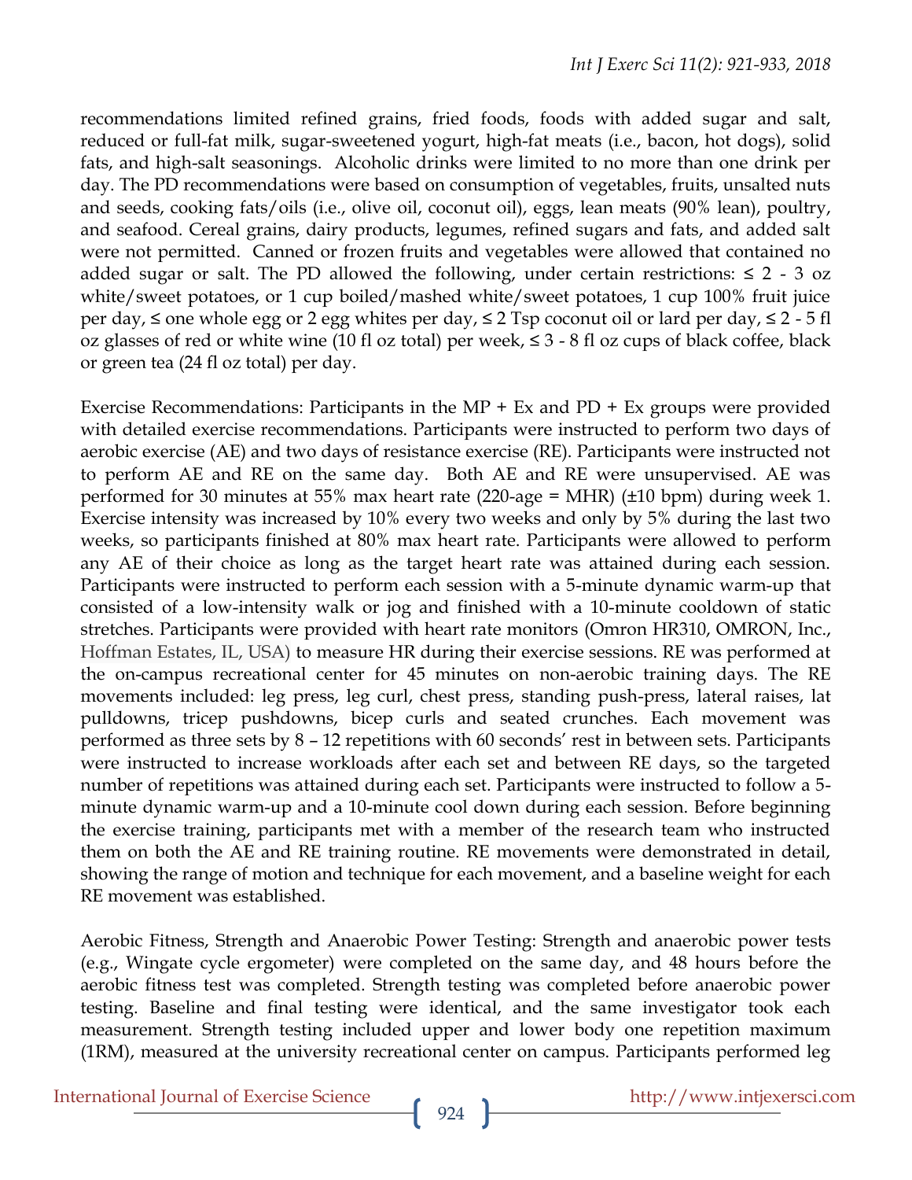recommendations limited refined grains, fried foods, foods with added sugar and salt, reduced or full-fat milk, sugar-sweetened yogurt, high-fat meats (i.e., bacon, hot dogs), solid fats, and high-salt seasonings. Alcoholic drinks were limited to no more than one drink per day. The PD recommendations were based on consumption of vegetables, fruits, unsalted nuts and seeds, cooking fats/oils (i.e., olive oil, coconut oil), eggs, lean meats (90% lean), poultry, and seafood. Cereal grains, dairy products, legumes, refined sugars and fats, and added salt were not permitted. Canned or frozen fruits and vegetables were allowed that contained no added sugar or salt. The PD allowed the following, under certain restrictions: ≤ 2 - 3 oz white/sweet potatoes, or 1 cup boiled/mashed white/sweet potatoes, 1 cup 100% fruit juice per day, ≤ one whole egg or 2 egg whites per day, ≤ 2 Tsp coconut oil or lard per day, ≤ 2 - 5 fl oz glasses of red or white wine (10 fl oz total) per week, ≤ 3 - 8 fl oz cups of black coffee, black or green tea (24 fl oz total) per day.

Exercise Recommendations: Participants in the MP + Ex and PD + Ex groups were provided with detailed exercise recommendations. Participants were instructed to perform two days of aerobic exercise (AE) and two days of resistance exercise (RE). Participants were instructed not to perform AE and RE on the same day. Both AE and RE were unsupervised. AE was performed for 30 minutes at 55% max heart rate (220-age = MHR) (±10 bpm) during week 1. Exercise intensity was increased by 10% every two weeks and only by 5% during the last two weeks, so participants finished at 80% max heart rate. Participants were allowed to perform any AE of their choice as long as the target heart rate was attained during each session. Participants were instructed to perform each session with a 5-minute dynamic warm-up that consisted of a low-intensity walk or jog and finished with a 10-minute cooldown of static stretches. Participants were provided with heart rate monitors (Omron HR310, OMRON, Inc., Hoffman Estates, IL, USA) to measure HR during their exercise sessions. RE was performed at the on-campus recreational center for 45 minutes on non-aerobic training days. The RE movements included: leg press, leg curl, chest press, standing push-press, lateral raises, lat pulldowns, tricep pushdowns, bicep curls and seated crunches. Each movement was performed as three sets by 8 – 12 repetitions with 60 seconds' rest in between sets. Participants were instructed to increase workloads after each set and between RE days, so the targeted number of repetitions was attained during each set. Participants were instructed to follow a 5-minute dynamic warm-up and a 10-minute cool down during each session. Before beginning the exercise training, participants met with a member of the research team who instructed them on both the AE and RE training routine. RE movements were demonstrated in detail, showing the range of motion and technique for each movement, and a baseline weight for each RE movement was established.

Aerobic Fitness, Strength and Anaerobic Power Testing: Strength and anaerobic power tests (e.g., Wingate cycle ergometer) were completed on the same day, and 48 hours before the aerobic fitness test was completed. Strength testing was completed before anaerobic power testing. Baseline and final testing were identical, and the same investigator took each measurement. Strength testing included upper and lower body one repetition maximum (1RM), measured at the university recreational center on campus. Participants performed leg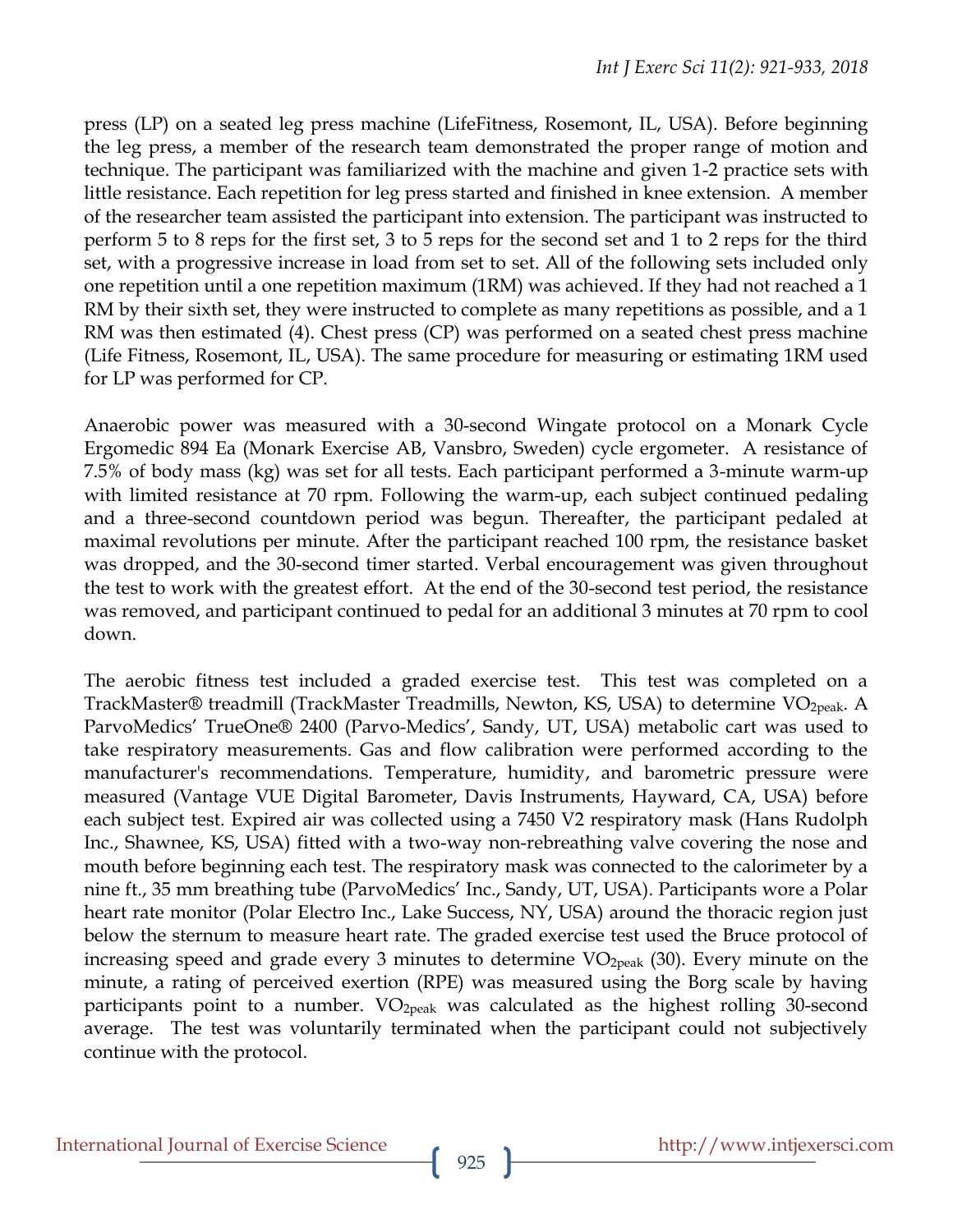press (LP) on a seated leg press machine (LifeFitness, Rosemont, IL, USA). Before beginning the leg press, a member of the research team demonstrated the proper range of motion and technique. The participant was familiarized with the machine and given 1-2 practice sets with little resistance. Each repetition for leg press started and finished in knee extension. A member of the researcher team assisted the participant into extension. The participant was instructed to perform 5 to 8 reps for the first set, 3 to 5 reps for the second set and 1 to 2 reps for the third set, with a progressive increase in load from set to set. All of the following sets included only one repetition until a one repetition maximum (1RM) was achieved. If they had not reached a 1 RM by their sixth set, they were instructed to complete as many repetitions as possible, and a 1 RM was then estimated (4). Chest press (CP) was performed on a seated chest press machine (Life Fitness, Rosemont, IL, USA). The same procedure for measuring or estimating 1RM used for LP was performed for CP.

Anaerobic power was measured with a 30-second Wingate protocol on a Monark Cycle Ergomedic 894 Ea (Monark Exercise AB, Vansbro, Sweden) cycle ergometer. A resistance of 7.5% of body mass (kg) was set for all tests. Each participant performed a 3-minute warm-up with limited resistance at 70 rpm. Following the warm-up, each subject continued pedaling and a three-second countdown period was begun. Thereafter, the participant pedaled at maximal revolutions per minute. After the participant reached 100 rpm, the resistance basket was dropped, and the 30-second timer started. Verbal encouragement was given throughout the test to work with the greatest effort. At the end of the 30-second test period, the resistance was removed, and participant continued to pedal for an additional 3 minutes at 70 rpm to cool down.

The aerobic fitness test included a graded exercise test. This test was completed on a TrackMaster® treadmill (TrackMaster Treadmills, Newton, KS, USA) to determine $VO_{2peak}$. A ParvoMedics' TrueOne® 2400 (Parvo-Medics', Sandy, UT, USA) metabolic cart was used to take respiratory measurements. Gas and flow calibration were performed according to the manufacturer's recommendations. Temperature, humidity, and barometric pressure were measured (Vantage VUE Digital Barometer, Davis Instruments, Hayward, CA, USA) before each subject test. Expired air was collected using a 7450 V2 respiratory mask (Hans Rudolph Inc., Shawnee, KS, USA) fitted with a two-way non-rebreathing valve covering the nose and mouth before beginning each test. The respiratory mask was connected to the calorimeter by a nine ft., 35 mm breathing tube (ParvoMedics' Inc., Sandy, UT, USA). Participants wore a Polar heart rate monitor (Polar Electro Inc., Lake Success, NY, USA) around the thoracic region just below the sternum to measure heart rate. The graded exercise test used the Bruce protocol of increasing speed and grade every 3 minutes to determine $VO_{2peak}$ (30). Every minute on the minute, a rating of perceived exertion (RPE) was measured using the Borg scale by having participants point to a number. $VO_{2peak}$ was calculated as the highest rolling 30-second average. The test was voluntarily terminated when the participant could not subjectively continue with the protocol.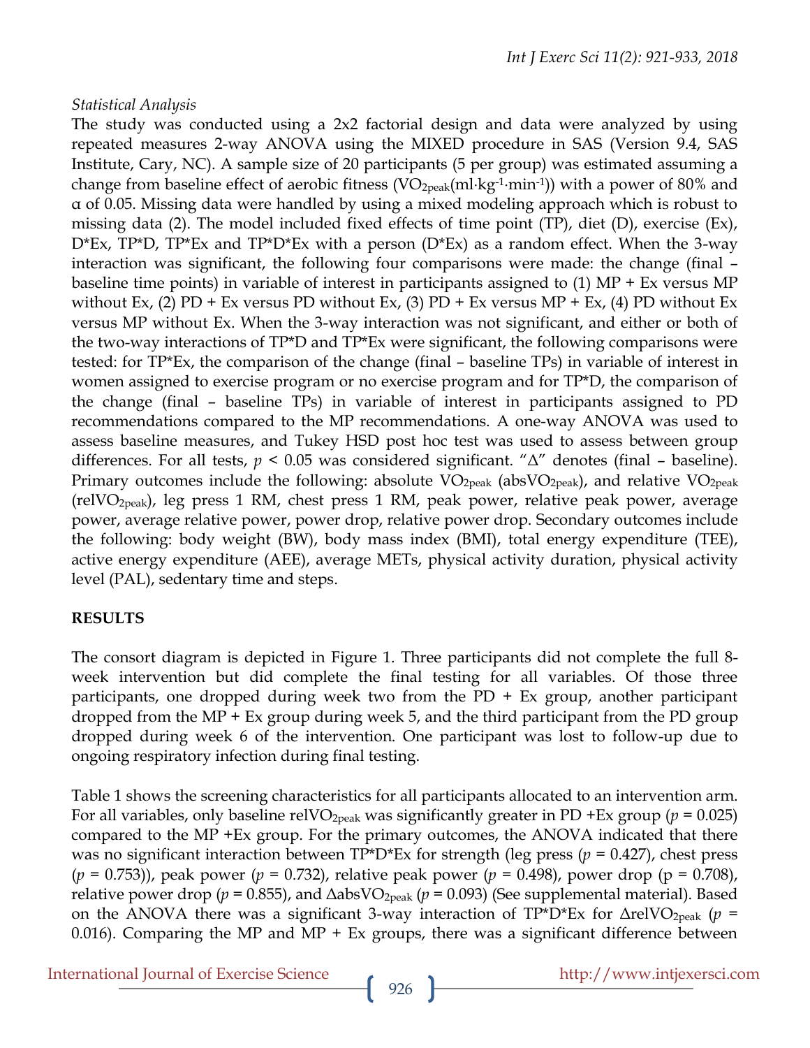*Statistical Analysis*

The study was conducted using a 2x2 factorial design and data were analyzed by using repeated measures 2-way ANOVA using the MIXED procedure in SAS (Version 9.4, SAS Institute, Cary, NC). A sample size of 20 participants (5 per group) was estimated assuming a change from baseline effect of aerobic fitness ($VO_{2peak}$(ml·kg$^{-1}$·min$^{-1}$)) with a power of 80% and α of 0.05. Missing data were handled by using a mixed modeling approach which is robust to missing data (2). The model included fixed effects of time point (TP), diet (D), exercise (Ex), D*Ex, TP*D, TP*Ex and TP*D*Ex with a person (D*Ex) as a random effect. When the 3-way interaction was significant, the following four comparisons were made: the change (final – baseline time points) in variable of interest in participants assigned to (1) MP + Ex versus MP without Ex, (2) PD + Ex versus PD without Ex, (3) PD + Ex versus MP + Ex, (4) PD without Ex versus MP without Ex. When the 3-way interaction was not significant, and either or both of the two-way interactions of TP*D and TP*Ex were significant, the following comparisons were tested: for TP*Ex, the comparison of the change (final – baseline TPs) in variable of interest in women assigned to exercise program or no exercise program and for TP*D, the comparison of the change (final – baseline TPs) in variable of interest in participants assigned to PD recommendations compared to the MP recommendations. A one-way ANOVA was used to assess baseline measures, and Tukey HSD post hoc test was used to assess between group differences. For all tests, $p < 0.05$ was considered significant. "Δ" denotes (final – baseline). Primary outcomes include the following: absolute $VO_{2peak}$ (abs$VO_{2peak}$), and relative $VO_{2peak}$ (rel$VO_{2peak}$), leg press 1 RM, chest press 1 RM, peak power, relative peak power, average power, average relative power, power drop, relative power drop. Secondary outcomes include the following: body weight (BW), body mass index (BMI), total energy expenditure (TEE), active energy expenditure (AEE), average METs, physical activity duration, physical activity level (PAL), sedentary time and steps.

## RESULTS

The consort diagram is depicted in Figure 1. Three participants did not complete the full 8-week intervention but did complete the final testing for all variables. Of those three participants, one dropped during week two from the PD + Ex group, another participant dropped from the MP + Ex group during week 5, and the third participant from the PD group dropped during week 6 of the intervention. One participant was lost to follow-up due to ongoing respiratory infection during final testing.

Table 1 shows the screening characteristics for all participants allocated to an intervention arm. For all variables, only baseline rel$VO_{2peak}$ was significantly greater in PD +Ex group ($p = 0.025$) compared to the MP +Ex group. For the primary outcomes, the ANOVA indicated that there was no significant interaction between TP*D*Ex for strength (leg press ($p = 0.427$), chest press ($p = 0.753$)), peak power ($p = 0.732$), relative peak power ($p = 0.498$), power drop ($p = 0.708$), relative power drop ($p = 0.855$), and Δabs$VO_{2peak}$ ($p = 0.093$) (See supplemental material). Based on the ANOVA there was a significant 3-way interaction of TP*D*Ex for Δrel$VO_{2peak}$ ($p = 0.016$). Comparing the MP and MP + Ex groups, there was a significant difference between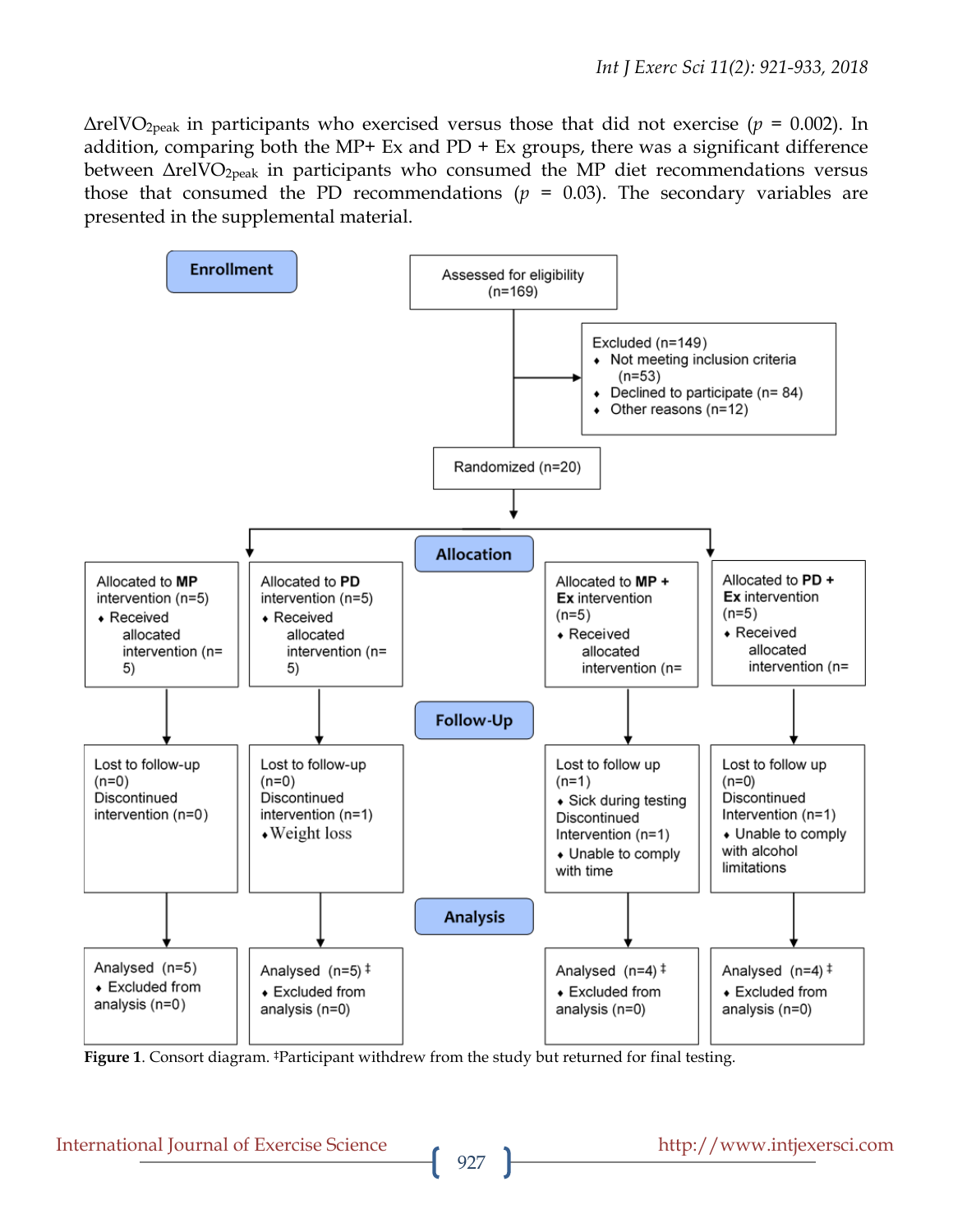$\Delta relVO_{2peak}$ in participants who exercised versus those that did not exercise ($p$ = 0.002). In addition, comparing both the MP+ Ex and PD + Ex groups, there was a significant difference between $\Delta relVO_{2peak}$ in participants who consumed the MP diet recommendations versus those that consumed the PD recommendations ($p$ = 0.03). The secondary variables are presented in the supplemental material.

Enrollment

Assessed for eligibility (n=169)

Excluded (n=149)
- Not meeting inclusion criteria (n=53)
- Declined to participate (n= 84)
- Other reasons (n=12)

Randomized (n=20)

Allocation

Allocated to **MP** intervention (n=5)
- Received allocated intervention (n= 5)

Allocated to **PD** intervention (n=5)
- Received allocated intervention (n= 5)

Allocated to **MP + Ex** intervention (n=5)
- Received allocated intervention (n=

Allocated to **PD + Ex** intervention (n=5)
- Received allocated intervention (n=

Follow-Up

Lost to follow-up (n=0)
Discontinued intervention (n=0)

Lost to follow-up (n=0)
Discontinued intervention (n=1)
- Weight loss

Lost to follow up (n=1)
- Sick during testing

Discontinued Intervention (n=1)
- Unable to comply with time

Lost to follow up (n=0)
Discontinued Intervention (n=1)
- Unable to comply with alcohol limitations

Analysis

Analysed (n=5)
- Excluded from analysis (n=0)

Analysed (n=5) ‡
- Excluded from analysis (n=0)

Analysed (n=4) ‡
- Excluded from analysis (n=0)

Analysed (n=4) ‡
- Excluded from analysis (n=0)

**Figure 1**. Consort diagram. ‡Participant withdrew from the study but returned for final testing.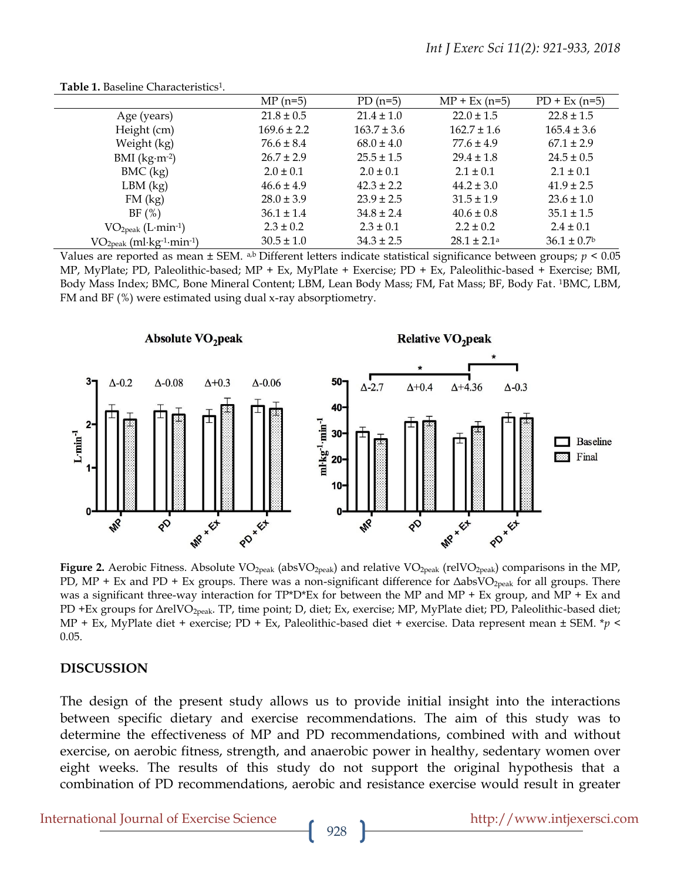**Table 1.** Baseline Characteristics[1].

| | MP (n=5) | PD (n=5) | MP + Ex (n=5) | PD + Ex (n=5) |
|---|---|---|---|---|
| Age (years) | 21.8 ± 0.5 | 21.4 ± 1.0 | 22.0 ± 1.5 | 22.8 ± 1.5 |
| Height (cm) | 169.6 ± 2.2 | 163.7 ± 3.6 | 162.7 ± 1.6 | 165.4 ± 3.6 |
| Weight (kg) | 76.6 ± 8.4 | 68.0 ± 4.0 | 77.6 ± 4.9 | 67.1 ± 2.9 |
| BMI ($kg \cdot m^{-2}$) | 26.7 ± 2.9 | 25.5 ± 1.5 | 29.4 ± 1.8 | 24.5 ± 0.5 |
| BMC (kg) | 2.0 ± 0.1 | 2.0 ± 0.1 | 2.1 ± 0.1 | 2.1 ± 0.1 |
| LBM (kg) | 46.6 ± 4.9 | 42.3 ± 2.2 | 44.2 ± 3.0 | 41.9 ± 2.5 |
| FM (kg) | 28.0 ± 3.9 | 23.9 ± 2.5 | 31.5 ± 1.9 | 23.6 ± 1.0 |
| BF (%) | 36.1 ± 1.4 | 34.8 ± 2.4 | 40.6 ± 0.8 | 35.1 ± 1.5 |
| $VO_{2peak}$ ($L \cdot min^{-1}$) | 2.3 ± 0.2 | 2.3 ± 0.1 | 2.2 ± 0.2 | 2.4 ± 0.1 |
| $VO_{2peak}$ ($ml \cdot kg^{-1} \cdot min^{-1}$) | 30.5 ± 1.0 | 34.3 ± 2.5 | 28.1 ± 2.1[a] | 36.1 ± 0.7[b] |

Values are reported as mean ± SEM. [a,b] Different letters indicate statistical significance between groups; $p < 0.05$ MP, MyPlate; PD, Paleolithic-based; MP + Ex, MyPlate + Exercise; PD + Ex, Paleolithic-based + Exercise; BMI, Body Mass Index; BMC, Bone Mineral Content; LBM, Lean Body Mass; FM, Fat Mass; BF, Body Fat. [1]BMC, LBM, FM and BF (%) were estimated using dual x-ray absorptiometry.

Absolute $VO_2$peak

Δ-0.2 Δ-0.08 Δ+0.3 Δ-0.06

Relative $VO_2$peak

Δ-2.7 Δ+0.4 Δ+4.36 Δ-0.3

Baseline
Final

**Figure 2.** Aerobic Fitness. Absolute $VO_{2peak}$ ($absVO_{2peak}$) and relative $VO_{2peak}$ ($relVO_{2peak}$) comparisons in the MP, PD, MP + Ex and PD + Ex groups. There was a non-significant difference for $\Delta absVO_{2peak}$ for all groups. There was a significant three-way interaction for TP\*D\*Ex for between the MP and MP + Ex group, and MP + Ex and PD +Ex groups for $\Delta relVO_{2peak}$. TP, time point; D, diet; Ex, exercise; MP, MyPlate diet; PD, Paleolithic-based diet; MP + Ex, MyPlate diet + exercise; PD + Ex, Paleolithic-based diet + exercise. Data represent mean ± SEM. \*$p < 0.05$.

## DISCUSSION

The design of the present study allows us to provide initial insight into the interactions between specific dietary and exercise recommendations. The aim of this study was to determine the effectiveness of MP and PD recommendations, combined with and without exercise, on aerobic fitness, strength, and anaerobic power in healthy, sedentary women over eight weeks. The results of this study do not support the original hypothesis that a combination of PD recommendations, aerobic and resistance exercise would result in greater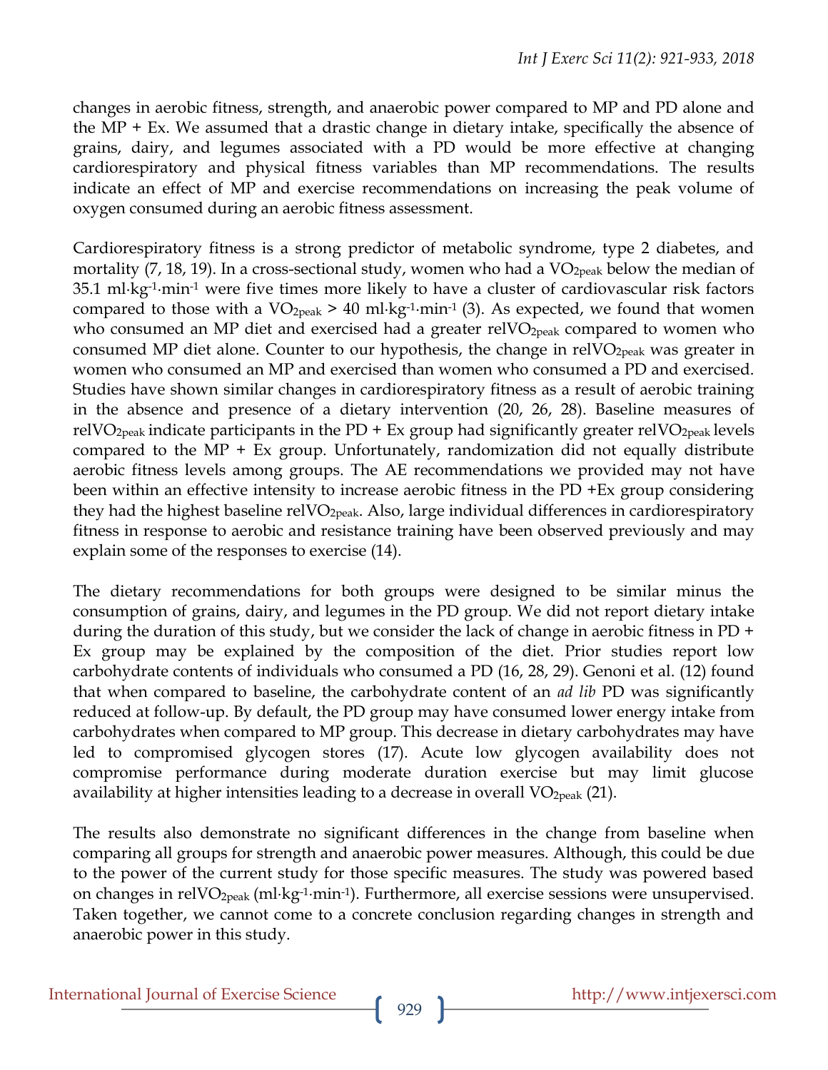changes in aerobic fitness, strength, and anaerobic power compared to MP and PD alone and the MP + Ex. We assumed that a drastic change in dietary intake, specifically the absence of grains, dairy, and legumes associated with a PD would be more effective at changing cardiorespiratory and physical fitness variables than MP recommendations. The results indicate an effect of MP and exercise recommendations on increasing the peak volume of oxygen consumed during an aerobic fitness assessment.

Cardiorespiratory fitness is a strong predictor of metabolic syndrome, type 2 diabetes, and mortality (7, 18, 19). In a cross-sectional study, women who had a $VO_{2peak}$ below the median of 35.1 $ml \cdot kg^{-1} \cdot min^{-1}$ were five times more likely to have a cluster of cardiovascular risk factors compared to those with a $VO_{2peak}$ > 40 $ml \cdot kg^{-1} \cdot min^{-1}$ (3). As expected, we found that women who consumed an MP diet and exercised had a greater $relVO_{2peak}$ compared to women who consumed MP diet alone. Counter to our hypothesis, the change in $relVO_{2peak}$ was greater in women who consumed an MP and exercised than women who consumed a PD and exercised. Studies have shown similar changes in cardiorespiratory fitness as a result of aerobic training in the absence and presence of a dietary intervention (20, 26, 28). Baseline measures of $relVO_{2peak}$ indicate participants in the PD + Ex group had significantly greater $relVO_{2peak}$ levels compared to the MP + Ex group. Unfortunately, randomization did not equally distribute aerobic fitness levels among groups. The AE recommendations we provided may not have been within an effective intensity to increase aerobic fitness in the PD +Ex group considering they had the highest baseline $relVO_{2peak}$. Also, large individual differences in cardiorespiratory fitness in response to aerobic and resistance training have been observed previously and may explain some of the responses to exercise (14).

The dietary recommendations for both groups were designed to be similar minus the consumption of grains, dairy, and legumes in the PD group. We did not report dietary intake during the duration of this study, but we consider the lack of change in aerobic fitness in PD + Ex group may be explained by the composition of the diet. Prior studies report low carbohydrate contents of individuals who consumed a PD (16, 28, 29). Genoni et al. (12) found that when compared to baseline, the carbohydrate content of an *ad lib* PD was significantly reduced at follow-up. By default, the PD group may have consumed lower energy intake from carbohydrates when compared to MP group. This decrease in dietary carbohydrates may have led to compromised glycogen stores (17). Acute low glycogen availability does not compromise performance during moderate duration exercise but may limit glucose availability at higher intensities leading to a decrease in overall $VO_{2peak}$ (21).

The results also demonstrate no significant differences in the change from baseline when comparing all groups for strength and anaerobic power measures. Although, this could be due to the power of the current study for those specific measures. The study was powered based on changes in $relVO_{2peak}$ ($ml \cdot kg^{-1} \cdot min^{-1}$). Furthermore, all exercise sessions were unsupervised. Taken together, we cannot come to a concrete conclusion regarding changes in strength and anaerobic power in this study.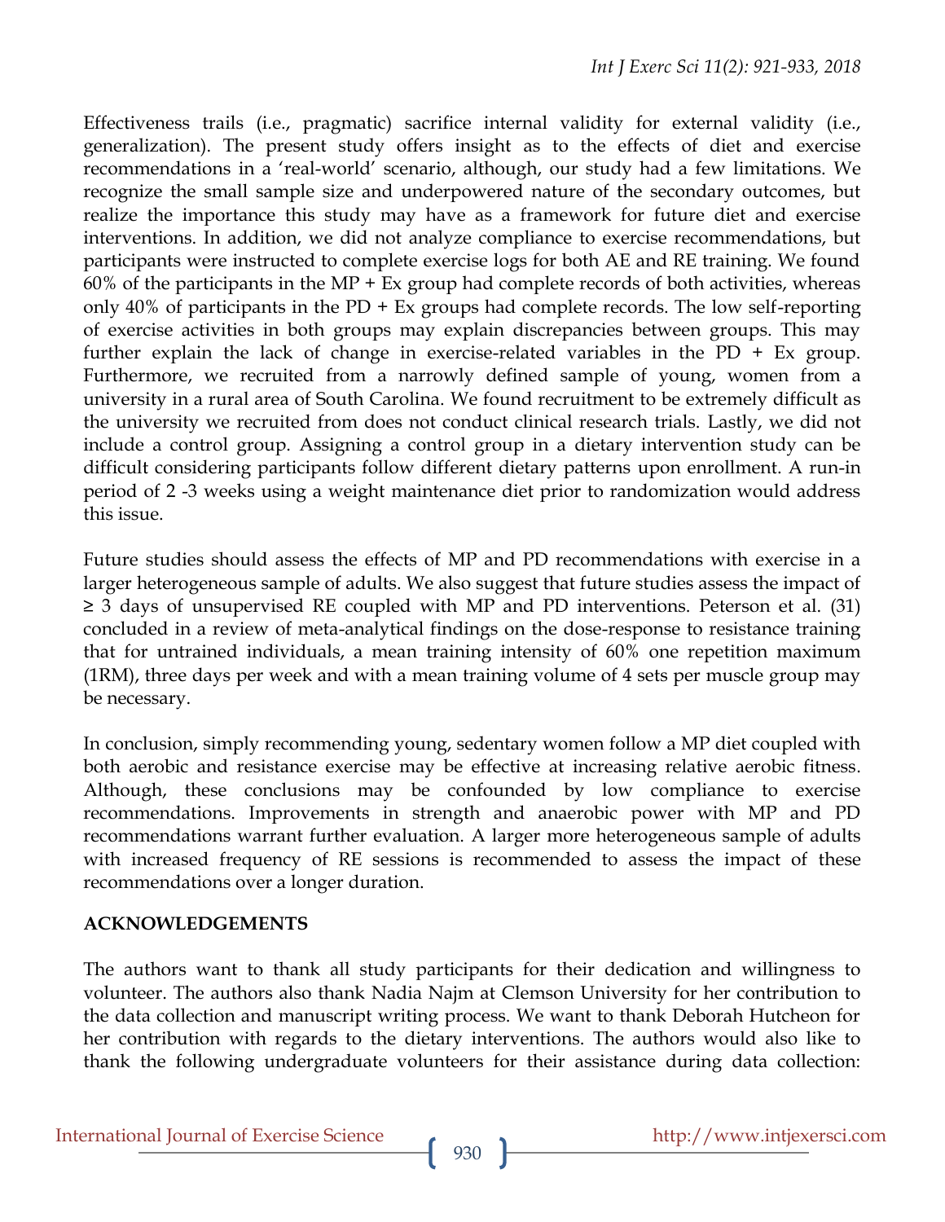Effectiveness trails (i.e., pragmatic) sacrifice internal validity for external validity (i.e., generalization). The present study offers insight as to the effects of diet and exercise recommendations in a 'real-world' scenario, although, our study had a few limitations. We recognize the small sample size and underpowered nature of the secondary outcomes, but realize the importance this study may have as a framework for future diet and exercise interventions. In addition, we did not analyze compliance to exercise recommendations, but participants were instructed to complete exercise logs for both AE and RE training. We found 60% of the participants in the MP + Ex group had complete records of both activities, whereas only 40% of participants in the PD + Ex groups had complete records. The low self-reporting of exercise activities in both groups may explain discrepancies between groups. This may further explain the lack of change in exercise-related variables in the PD + Ex group. Furthermore, we recruited from a narrowly defined sample of young, women from a university in a rural area of South Carolina. We found recruitment to be extremely difficult as the university we recruited from does not conduct clinical research trials. Lastly, we did not include a control group. Assigning a control group in a dietary intervention study can be difficult considering participants follow different dietary patterns upon enrollment. A run-in period of 2 -3 weeks using a weight maintenance diet prior to randomization would address this issue.

Future studies should assess the effects of MP and PD recommendations with exercise in a larger heterogeneous sample of adults. We also suggest that future studies assess the impact of ≥ 3 days of unsupervised RE coupled with MP and PD interventions. Peterson et al. (31) concluded in a review of meta-analytical findings on the dose-response to resistance training that for untrained individuals, a mean training intensity of 60% one repetition maximum (1RM), three days per week and with a mean training volume of 4 sets per muscle group may be necessary.

In conclusion, simply recommending young, sedentary women follow a MP diet coupled with both aerobic and resistance exercise may be effective at increasing relative aerobic fitness. Although, these conclusions may be confounded by low compliance to exercise recommendations. Improvements in strength and anaerobic power with MP and PD recommendations warrant further evaluation. A larger more heterogeneous sample of adults with increased frequency of RE sessions is recommended to assess the impact of these recommendations over a longer duration.

## ACKNOWLEDGEMENTS

The authors want to thank all study participants for their dedication and willingness to volunteer. The authors also thank Nadia Najm at Clemson University for her contribution to the data collection and manuscript writing process. We want to thank Deborah Hutcheon for her contribution with regards to the dietary interventions. The authors would also like to thank the following undergraduate volunteers for their assistance during data collection: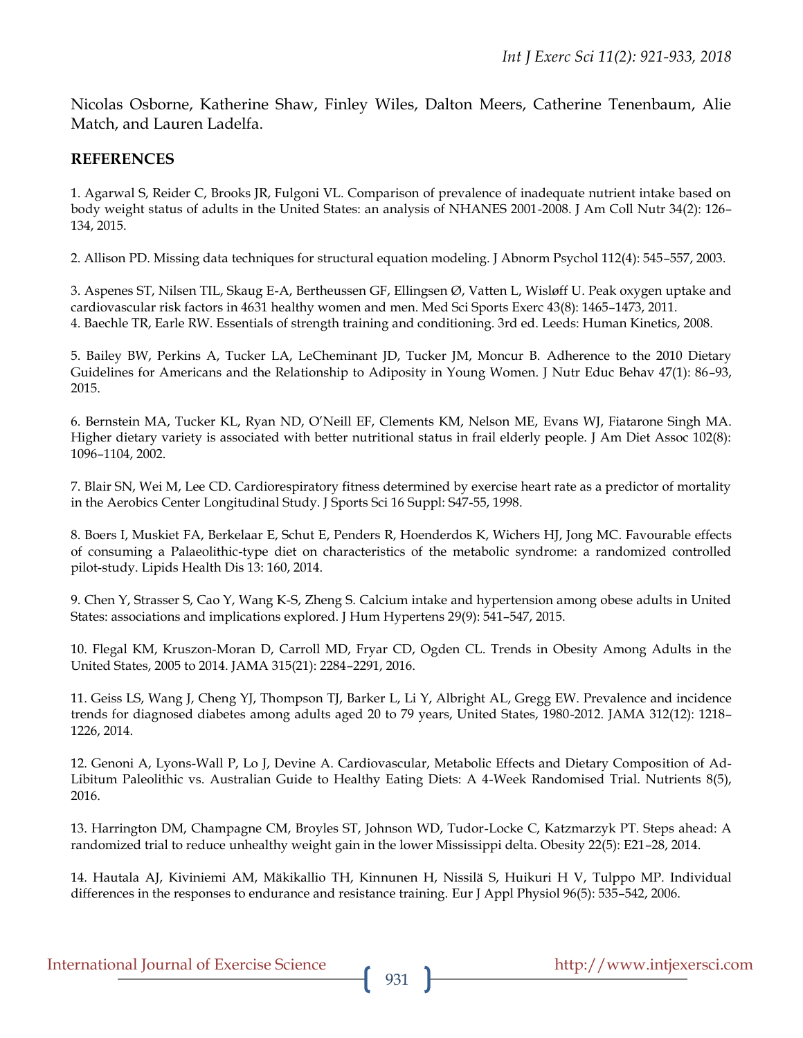Nicolas Osborne, Katherine Shaw, Finley Wiles, Dalton Meers, Catherine Tenenbaum, Alie Match, and Lauren Ladelfa.

## REFERENCES

1. Agarwal S, Reider C, Brooks JR, Fulgoni VL. Comparison of prevalence of inadequate nutrient intake based on body weight status of adults in the United States: an analysis of NHANES 2001-2008. J Am Coll Nutr 34(2): 126–134, 2015.

2. Allison PD. Missing data techniques for structural equation modeling. J Abnorm Psychol 112(4): 545–557, 2003.

3. Aspenes ST, Nilsen TIL, Skaug E-A, Bertheussen GF, Ellingsen Ø, Vatten L, Wisløff U. Peak oxygen uptake and cardiovascular risk factors in 4631 healthy women and men. Med Sci Sports Exerc 43(8): 1465–1473, 2011.

4. Baechle TR, Earle RW. Essentials of strength training and conditioning. 3rd ed. Leeds: Human Kinetics, 2008.

5. Bailey BW, Perkins A, Tucker LA, LeCheminant JD, Tucker JM, Moncur B. Adherence to the 2010 Dietary Guidelines for Americans and the Relationship to Adiposity in Young Women. J Nutr Educ Behav 47(1): 86–93, 2015.

6. Bernstein MA, Tucker KL, Ryan ND, O'Neill EF, Clements KM, Nelson ME, Evans WJ, Fiatarone Singh MA. Higher dietary variety is associated with better nutritional status in frail elderly people. J Am Diet Assoc 102(8): 1096–1104, 2002.

7. Blair SN, Wei M, Lee CD. Cardiorespiratory fitness determined by exercise heart rate as a predictor of mortality in the Aerobics Center Longitudinal Study. J Sports Sci 16 Suppl: S47-55, 1998.

8. Boers I, Muskiet FA, Berkelaar E, Schut E, Penders R, Hoenderdos K, Wichers HJ, Jong MC. Favourable effects of consuming a Palaeolithic-type diet on characteristics of the metabolic syndrome: a randomized controlled pilot-study. Lipids Health Dis 13: 160, 2014.

9. Chen Y, Strasser S, Cao Y, Wang K-S, Zheng S. Calcium intake and hypertension among obese adults in United States: associations and implications explored. J Hum Hypertens 29(9): 541–547, 2015.

10. Flegal KM, Kruszon-Moran D, Carroll MD, Fryar CD, Ogden CL. Trends in Obesity Among Adults in the United States, 2005 to 2014. JAMA 315(21): 2284–2291, 2016.

11. Geiss LS, Wang J, Cheng YJ, Thompson TJ, Barker L, Li Y, Albright AL, Gregg EW. Prevalence and incidence trends for diagnosed diabetes among adults aged 20 to 79 years, United States, 1980-2012. JAMA 312(12): 1218–1226, 2014.

12. Genoni A, Lyons-Wall P, Lo J, Devine A. Cardiovascular, Metabolic Effects and Dietary Composition of Ad-Libitum Paleolithic vs. Australian Guide to Healthy Eating Diets: A 4-Week Randomised Trial. Nutrients 8(5), 2016.

13. Harrington DM, Champagne CM, Broyles ST, Johnson WD, Tudor-Locke C, Katzmarzyk PT. Steps ahead: A randomized trial to reduce unhealthy weight gain in the lower Mississippi delta. Obesity 22(5): E21–28, 2014.

14. Hautala AJ, Kiviniemi AM, Mäkikallio TH, Kinnunen H, Nissilä S, Huikuri H V, Tulppo MP. Individual differences in the responses to endurance and resistance training. Eur J Appl Physiol 96(5): 535–542, 2006.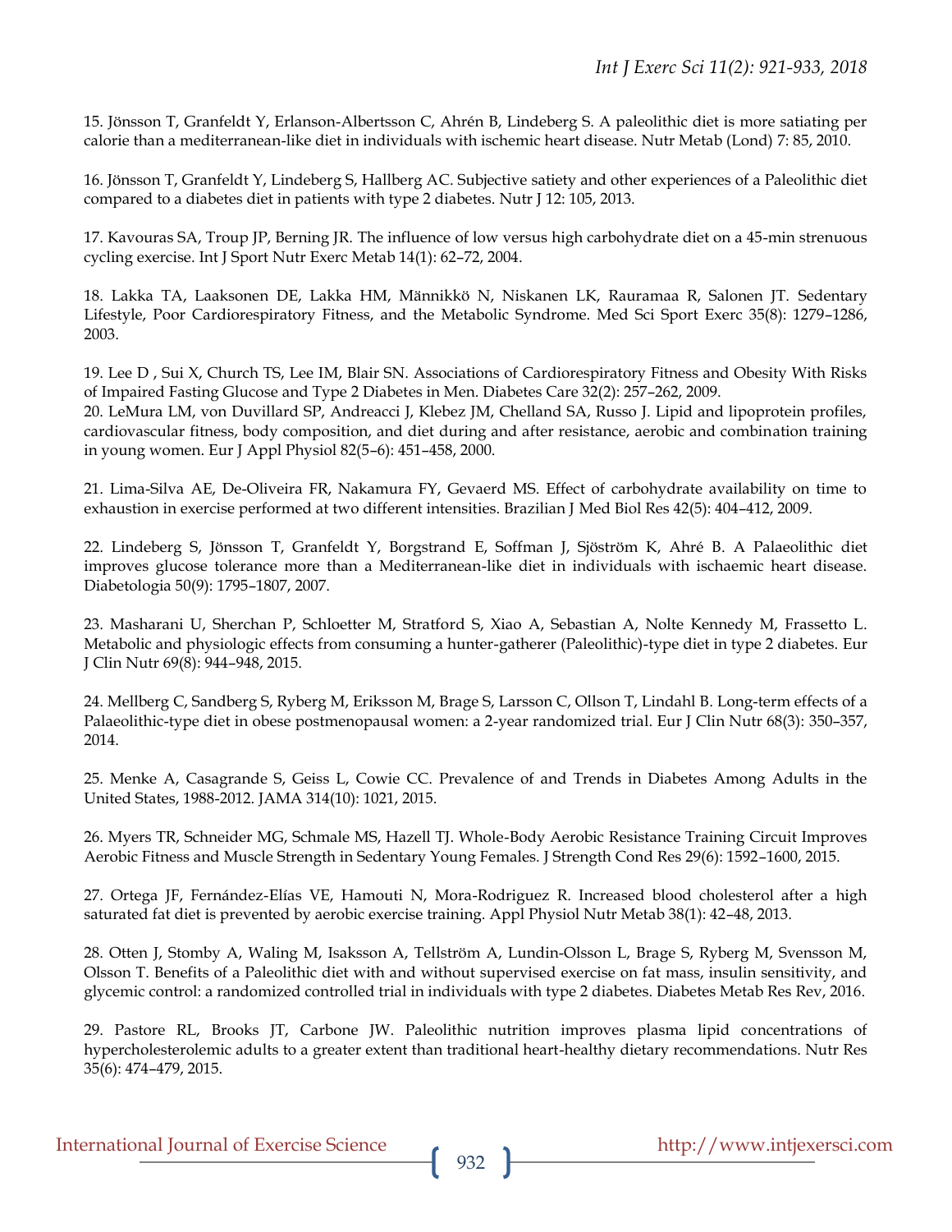15. Jönsson T, Granfeldt Y, Erlanson-Albertsson C, Ahrén B, Lindeberg S. A paleolithic diet is more satiating per calorie than a mediterranean-like diet in individuals with ischemic heart disease. Nutr Metab (Lond) 7: 85, 2010.

16. Jönsson T, Granfeldt Y, Lindeberg S, Hallberg AC. Subjective satiety and other experiences of a Paleolithic diet compared to a diabetes diet in patients with type 2 diabetes. Nutr J 12: 105, 2013.

17. Kavouras SA, Troup JP, Berning JR. The influence of low versus high carbohydrate diet on a 45-min strenuous cycling exercise. Int J Sport Nutr Exerc Metab 14(1): 62–72, 2004.

18. Lakka TA, Laaksonen DE, Lakka HM, Männikkö N, Niskanen LK, Rauramaa R, Salonen JT. Sedentary Lifestyle, Poor Cardiorespiratory Fitness, and the Metabolic Syndrome. Med Sci Sport Exerc 35(8): 1279–1286, 2003.

19. Lee D , Sui X, Church TS, Lee IM, Blair SN. Associations of Cardiorespiratory Fitness and Obesity With Risks of Impaired Fasting Glucose and Type 2 Diabetes in Men. Diabetes Care 32(2): 257–262, 2009.

20. LeMura LM, von Duvillard SP, Andreacci J, Klebez JM, Chelland SA, Russo J. Lipid and lipoprotein profiles, cardiovascular fitness, body composition, and diet during and after resistance, aerobic and combination training in young women. Eur J Appl Physiol 82(5–6): 451–458, 2000.

21. Lima-Silva AE, De-Oliveira FR, Nakamura FY, Gevaerd MS. Effect of carbohydrate availability on time to exhaustion in exercise performed at two different intensities. Brazilian J Med Biol Res 42(5): 404–412, 2009.

22. Lindeberg S, Jönsson T, Granfeldt Y, Borgstrand E, Soffman J, Sjöström K, Ahré B. A Palaeolithic diet improves glucose tolerance more than a Mediterranean-like diet in individuals with ischaemic heart disease. Diabetologia 50(9): 1795–1807, 2007.

23. Masharani U, Sherchan P, Schloetter M, Stratford S, Xiao A, Sebastian A, Nolte Kennedy M, Frassetto L. Metabolic and physiologic effects from consuming a hunter-gatherer (Paleolithic)-type diet in type 2 diabetes. Eur J Clin Nutr 69(8): 944–948, 2015.

24. Mellberg C, Sandberg S, Ryberg M, Eriksson M, Brage S, Larsson C, Ollson T, Lindahl B. Long-term effects of a Palaeolithic-type diet in obese postmenopausal women: a 2-year randomized trial. Eur J Clin Nutr 68(3): 350–357, 2014.

25. Menke A, Casagrande S, Geiss L, Cowie CC. Prevalence of and Trends in Diabetes Among Adults in the United States, 1988-2012. JAMA 314(10): 1021, 2015.

26. Myers TR, Schneider MG, Schmale MS, Hazell TJ. Whole-Body Aerobic Resistance Training Circuit Improves Aerobic Fitness and Muscle Strength in Sedentary Young Females. J Strength Cond Res 29(6): 1592–1600, 2015.

27. Ortega JF, Fernández-Elías VE, Hamouti N, Mora-Rodriguez R. Increased blood cholesterol after a high saturated fat diet is prevented by aerobic exercise training. Appl Physiol Nutr Metab 38(1): 42–48, 2013.

28. Otten J, Stomby A, Waling M, Isaksson A, Tellström A, Lundin-Olsson L, Brage S, Ryberg M, Svensson M, Olsson T. Benefits of a Paleolithic diet with and without supervised exercise on fat mass, insulin sensitivity, and glycemic control: a randomized controlled trial in individuals with type 2 diabetes. Diabetes Metab Res Rev, 2016.

29. Pastore RL, Brooks JT, Carbone JW. Paleolithic nutrition improves plasma lipid concentrations of hypercholesterolemic adults to a greater extent than traditional heart-healthy dietary recommendations. Nutr Res 35(6): 474–479, 2015.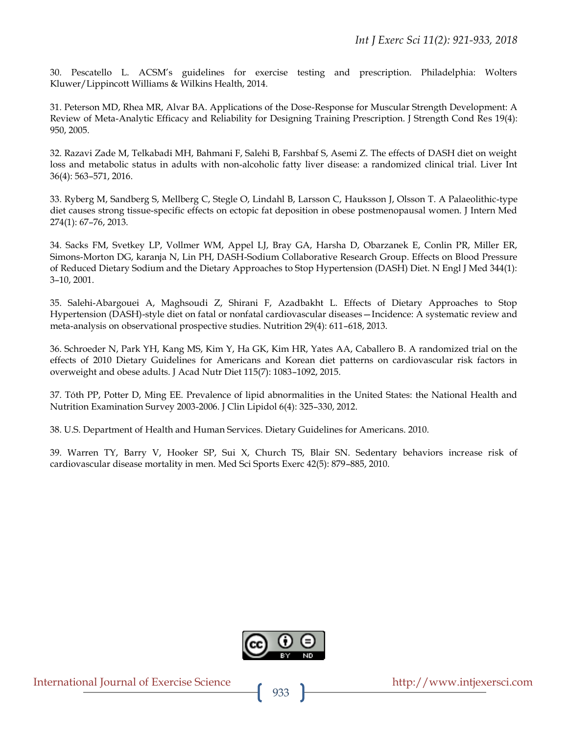30. Pescatello L. ACSM's guidelines for exercise testing and prescription. Philadelphia: Wolters Kluwer/Lippincott Williams & Wilkins Health, 2014.

31. Peterson MD, Rhea MR, Alvar BA. Applications of the Dose-Response for Muscular Strength Development: A Review of Meta-Analytic Efficacy and Reliability for Designing Training Prescription. J Strength Cond Res 19(4): 950, 2005.

32. Razavi Zade M, Telkabadi MH, Bahmani F, Salehi B, Farshbaf S, Asemi Z. The effects of DASH diet on weight loss and metabolic status in adults with non-alcoholic fatty liver disease: a randomized clinical trial. Liver Int 36(4): 563–571, 2016.

33. Ryberg M, Sandberg S, Mellberg C, Stegle O, Lindahl B, Larsson C, Hauksson J, Olsson T. A Palaeolithic-type diet causes strong tissue-specific effects on ectopic fat deposition in obese postmenopausal women. J Intern Med 274(1): 67–76, 2013.

34. Sacks FM, Svetkey LP, Vollmer WM, Appel LJ, Bray GA, Harsha D, Obarzanek E, Conlin PR, Miller ER, Simons-Morton DG, karanja N, Lin PH, DASH-Sodium Collaborative Research Group. Effects on Blood Pressure of Reduced Dietary Sodium and the Dietary Approaches to Stop Hypertension (DASH) Diet. N Engl J Med 344(1): 3–10, 2001.

35. Salehi-Abargouei A, Maghsoudi Z, Shirani F, Azadbakht L. Effects of Dietary Approaches to Stop Hypertension (DASH)-style diet on fatal or nonfatal cardiovascular diseases—Incidence: A systematic review and meta-analysis on observational prospective studies. Nutrition 29(4): 611–618, 2013.

36. Schroeder N, Park YH, Kang MS, Kim Y, Ha GK, Kim HR, Yates AA, Caballero B. A randomized trial on the effects of 2010 Dietary Guidelines for Americans and Korean diet patterns on cardiovascular risk factors in overweight and obese adults. J Acad Nutr Diet 115(7): 1083–1092, 2015.

37. Tóth PP, Potter D, Ming EE. Prevalence of lipid abnormalities in the United States: the National Health and Nutrition Examination Survey 2003-2006. J Clin Lipidol 6(4): 325–330, 2012.

38. U.S. Department of Health and Human Services. Dietary Guidelines for Americans. 2010.

39. Warren TY, Barry V, Hooker SP, Sui X, Church TS, Blair SN. Sedentary behaviors increase risk of cardiovascular disease mortality in men. Med Sci Sports Exerc 42(5): 879–885, 2010.